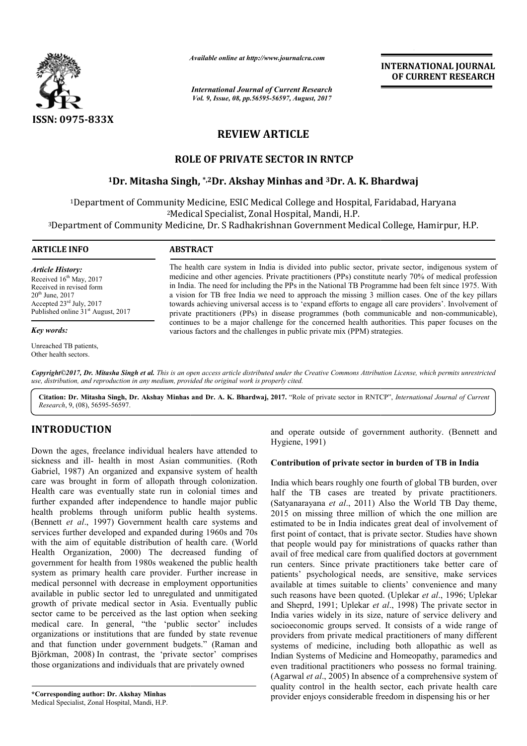ISSN: 0975-833X

*Available online at http://www.journalcra.com*

*International Journal of Current Research*
*Vol. 9, Issue, 08, pp.56595-56597, August, 2017*

**INTERNATIONAL JOURNAL OF CURRENT RESEARCH**

# REVIEW ARTICLE

# ROLE OF PRIVATE SECTOR IN RNTCP

**[1]Dr. Mitasha Singh, *,[2]Dr. Akshay Minhas and [3]Dr. A. K. Bhardwaj**

[1]Department of Community Medicine, ESIC Medical College and Hospital, Faridabad, Haryana
[2]Medical Specialist, Zonal Hospital, Mandi, H.P.
[3]Department of Community Medicine, Dr. S Radhakrishnan Government Medical College, Hamirpur, H.P.

**ARTICLE INFO**

*Article History:*
Received 16th May, 2017
Received in revised form 20th June, 2017
Accepted 23rd July, 2017
Published online 31st August, 2017

*Key words:*
Unreached TB patients,
Other health sectors.

**ABSTRACT**

The health care system in India is divided into public sector, private sector, indigenous system of medicine and other agencies. Private practitioners (PPs) constitute nearly 70% of medical profession in India. The need for including the PPs in the National TB Programme had been felt since 1975. With a vision for TB free India we need to approach the missing 3 million cases. One of the key pillars towards achieving universal access is to 'expand efforts to engage all care providers'. Involvement of private practitioners (PPs) in disease programmes (both communicable and non-communicable), continues to be a major challenge for the concerned health authorities. This paper focuses on the various factors and the challenges in public private mix (PPM) strategies.

***Copyright©2017, Dr. Mitasha Singh et al.*** *This is an open access article distributed under the Creative Commons Attribution License, which permits unrestricted use, distribution, and reproduction in any medium, provided the original work is properly cited.*

**Citation: Dr. Mitasha Singh, Dr. Akshay Minhas and Dr. A. K. Bhardwaj, 2017.** "Role of private sector in RNTCP", *International Journal of Current Research*, 9, (08), 56595-56597.

## INTRODUCTION

Down the ages, freelance individual healers have attended to sickness and ill- health in most Asian communities. (Roth Gabriel, 1987) An organized and expansive system of health care was brought in form of allopath through colonization. Health care was eventually state run in colonial times and further expanded after independence to handle major public health problems through uniform public health systems. (Bennett *et al*., 1997) Government health care systems and services further developed and expanded during 1960s and 70s with the aim of equitable distribution of health care. (World Health Organization, 2000) The decreased funding of government for health from 1980s weakened the public health system as primary health care provider. Further increase in medical personnel with decrease in employment opportunities available in public sector led to unregulated and unmitigated growth of private medical sector in Asia. Eventually public sector came to be perceived as the last option when seeking medical care. In general, "the 'public sector' includes organizations or institutions that are funded by state revenue and that function under government budgets." (Raman and Björkman, 2008) In contrast, the 'private sector' comprises those organizations and individuals that are privately owned and operate outside of government authority. (Bennett and Hygiene, 1991)

### Contribution of private sector in burden of TB in India

India which bears roughly one fourth of global TB burden, over half the TB cases are treated by private practitioners. (Satyanarayana *et al*., 2011) Also the World TB Day theme, 2015 on missing three million of which the one million are estimated to be in India indicates great deal of involvement of first point of contact, that is private sector. Studies have shown that people would pay for ministrations of quacks rather than avail of free medical care from qualified doctors at government run centers. Since private practitioners take better care of patients' psychological needs, are sensitive, make services available at times suitable to clients' convenience and many such reasons have been quoted. (Uplekar *et al*., 1996; Uplekar and Sheprd, 1991; Uplekar *et al*., 1998) The private sector in India varies widely in its size, nature of service delivery and socioeconomic groups served. It consists of a wide range of providers from private medical practitioners of many different systems of medicine, including both allopathic as well as Indian Systems of Medicine and Homeopathy, paramedics and even traditional practitioners who possess no formal training. (Agarwal *et al*., 2005) In absence of a comprehensive system of quality control in the health sector, each private health care provider enjoys considerable freedom in dispensing his or her

**\*Corresponding author: Dr. Akshay Minhas**
Medical Specialist, Zonal Hospital, Mandi, H.P.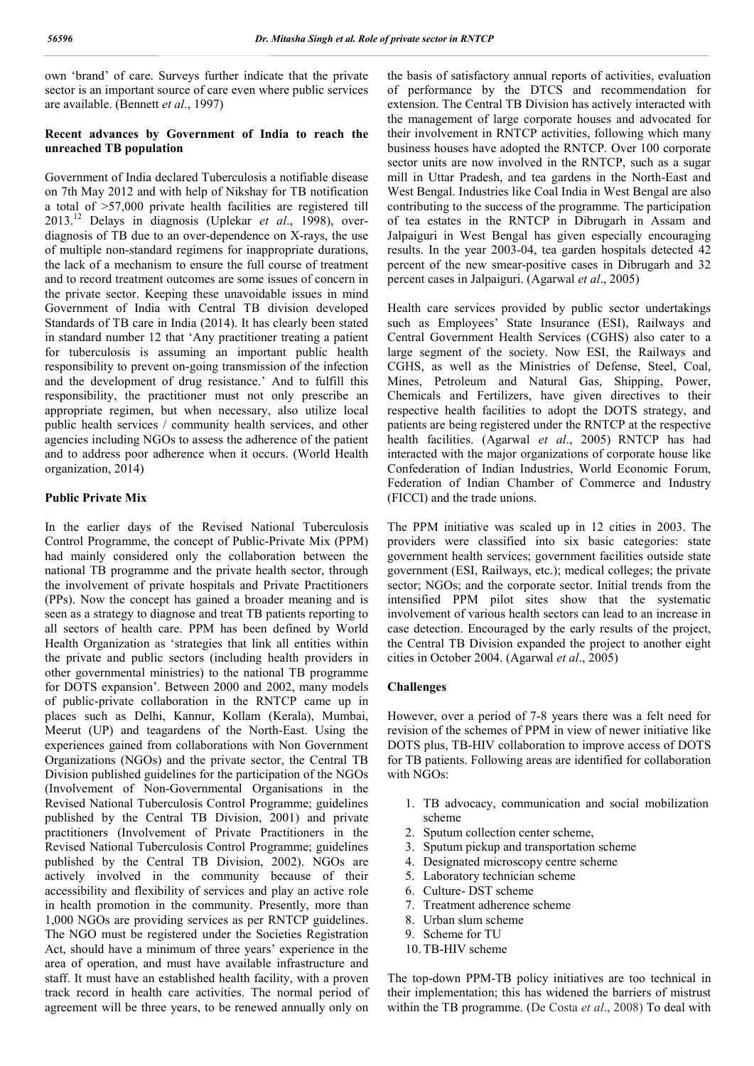own 'brand' of care. Surveys further indicate that the private sector is an important source of care even where public services are available. (Bennett *et al*., 1997)

### Recent advances by Government of India to reach the unreached TB population

Government of India declared Tuberculosis a notifiable disease on 7th May 2012 and with help of Nikshay for TB notification a total of >57,000 private health facilities are registered till 2013.[12] Delays in diagnosis (Uplekar *et al*., 1998), over-diagnosis of TB due to an over-dependence on X-rays, the use of multiple non-standard regimens for inappropriate durations, the lack of a mechanism to ensure the full course of treatment and to record treatment outcomes are some issues of concern in the private sector. Keeping these unavoidable issues in mind Government of India with Central TB division developed Standards of TB care in India (2014). It has clearly been stated in standard number 12 that 'Any practitioner treating a patient for tuberculosis is assuming an important public health responsibility to prevent on-going transmission of the infection and the development of drug resistance.' And to fulfill this responsibility, the practitioner must not only prescribe an appropriate regimen, but when necessary, also utilize local public health services / community health services, and other agencies including NGOs to assess the adherence of the patient and to address poor adherence when it occurs. (World Health organization, 2014)

### Public Private Mix

In the earlier days of the Revised National Tuberculosis Control Programme, the concept of Public-Private Mix (PPM) had mainly considered only the collaboration between the national TB programme and the private health sector, through the involvement of private hospitals and Private Practitioners (PPs). Now the concept has gained a broader meaning and is seen as a strategy to diagnose and treat TB patients reporting to all sectors of health care. PPM has been defined by World Health Organization as 'strategies that link all entities within the private and public sectors (including health providers in other governmental ministries) to the national TB programme for DOTS expansion'. Between 2000 and 2002, many models of public-private collaboration in the RNTCP came up in places such as Delhi, Kannur, Kollam (Kerala), Mumbai, Meerut (UP) and teagardens of the North-East. Using the experiences gained from collaborations with Non Government Organizations (NGOs) and the private sector, the Central TB Division published guidelines for the participation of the NGOs (Involvement of Non-Governmental Organisations in the Revised National Tuberculosis Control Programme; guidelines published by the Central TB Division, 2001) and private practitioners (Involvement of Private Practitioners in the Revised National Tuberculosis Control Programme; guidelines published by the Central TB Division, 2002). NGOs are actively involved in the community because of their accessibility and flexibility of services and play an active role in health promotion in the community. Presently, more than 1,000 NGOs are providing services as per RNTCP guidelines. The NGO must be registered under the Societies Registration Act, should have a minimum of three years' experience in the area of operation, and must have available infrastructure and staff. It must have an established health facility, with a proven track record in health care activities. The normal period of agreement will be three years, to be renewed annually only on the basis of satisfactory annual reports of activities, evaluation of performance by the DTCS and recommendation for extension. The Central TB Division has actively interacted with the management of large corporate houses and advocated for their involvement in RNTCP activities, following which many business houses have adopted the RNTCP. Over 100 corporate sector units are now involved in the RNTCP, such as a sugar mill in Uttar Pradesh, and tea gardens in the North-East and West Bengal. Industries like Coal India in West Bengal are also contributing to the success of the programme. The participation of tea estates in the RNTCP in Dibrugarh in Assam and Jalpaiguri in West Bengal has given especially encouraging results. In the year 2003-04, tea garden hospitals detected 42 percent of the new smear-positive cases in Dibrugarh and 32 percent cases in Jalpaiguri. (Agarwal *et al*., 2005)

Health care services provided by public sector undertakings such as Employees' State Insurance (ESI), Railways and Central Government Health Services (CGHS) also cater to a large segment of the society. Now ESI, the Railways and CGHS, as well as the Ministries of Defense, Steel, Coal, Mines, Petroleum and Natural Gas, Shipping, Power, Chemicals and Fertilizers, have given directives to their respective health facilities to adopt the DOTS strategy, and patients are being registered under the RNTCP at the respective health facilities. (Agarwal *et al*., 2005) RNTCP has had interacted with the major organizations of corporate house like Confederation of Indian Industries, World Economic Forum, Federation of Indian Chamber of Commerce and Industry (FICCI) and the trade unions.

The PPM initiative was scaled up in 12 cities in 2003. The providers were classified into six basic categories: state government health services; government facilities outside state government (ESI, Railways, etc.); medical colleges; the private sector; NGOs; and the corporate sector. Initial trends from the intensified PPM pilot sites show that the systematic involvement of various health sectors can lead to an increase in case detection. Encouraged by the early results of the project, the Central TB Division expanded the project to another eight cities in October 2004. (Agarwal *et al*., 2005)

### Challenges

However, over a period of 7-8 years there was a felt need for revision of the schemes of PPM in view of newer initiative like DOTS plus, TB-HIV collaboration to improve access of DOTS for TB patients. Following areas are identified for collaboration with NGOs:

1. TB advocacy, communication and social mobilization scheme
2. Sputum collection center scheme,
3. Sputum pickup and transportation scheme
4. Designated microscopy centre scheme
5. Laboratory technician scheme
6. Culture- DST scheme
7. Treatment adherence scheme
8. Urban slum scheme
9. Scheme for TU
10. TB-HIV scheme

The top-down PPM-TB policy initiatives are too technical in their implementation; this has widened the barriers of mistrust within the TB programme. (De Costa *et al*., 2008) To deal with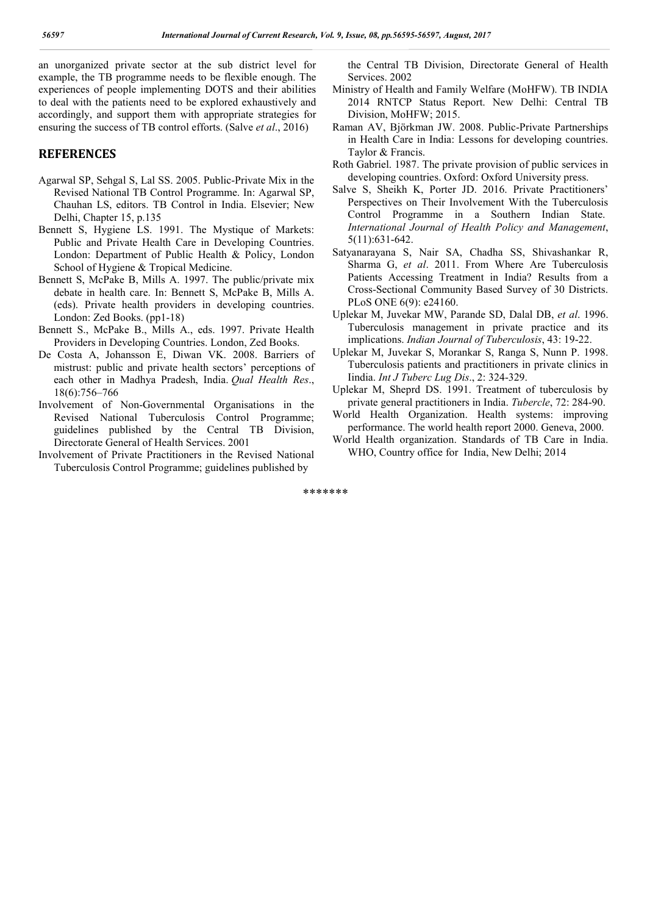an unorganized private sector at the sub district level for example, the TB programme needs to be flexible enough. The experiences of people implementing DOTS and their abilities to deal with the patients need to be explored exhaustively and accordingly, and support them with appropriate strategies for ensuring the success of TB control efforts. (Salve *et al*., 2016)

## REFERENCES

- Agarwal SP, Sehgal S, Lal SS. 2005. Public-Private Mix in the Revised National TB Control Programme. In: Agarwal SP, Chauhan LS, editors. TB Control in India. Elsevier; New Delhi, Chapter 15, p.135
- Bennett S, Hygiene LS. 1991. The Mystique of Markets: Public and Private Health Care in Developing Countries. London: Department of Public Health & Policy, London School of Hygiene & Tropical Medicine.
- Bennett S, McPake B, Mills A. 1997. The public/private mix debate in health care. In: Bennett S, McPake B, Mills A. (eds). Private health providers in developing countries. London: Zed Books. (pp1-18)
- Bennett S., McPake B., Mills A., eds. 1997. Private Health Providers in Developing Countries. London, Zed Books.
- De Costa A, Johansson E, Diwan VK. 2008. Barriers of mistrust: public and private health sectors' perceptions of each other in Madhya Pradesh, India. *Qual Health Res*., 18(6):756–766
- Involvement of Non-Governmental Organisations in the Revised National Tuberculosis Control Programme; guidelines published by the Central TB Division, Directorate General of Health Services. 2001
- Involvement of Private Practitioners in the Revised National Tuberculosis Control Programme; guidelines published by the Central TB Division, Directorate General of Health Services. 2002
- Ministry of Health and Family Welfare (MoHFW). TB INDIA 2014 RNTCP Status Report. New Delhi: Central TB Division, MoHFW; 2015.
- Raman AV, Björkman JW. 2008. Public-Private Partnerships in Health Care in India: Lessons for developing countries. Taylor & Francis.
- Roth Gabriel. 1987. The private provision of public services in developing countries. Oxford: Oxford University press.
- Salve S, Sheikh K, Porter JD. 2016. Private Practitioners' Perspectives on Their Involvement With the Tuberculosis Control Programme in a Southern Indian State. *International Journal of Health Policy and Management*, 5(11):631-642.
- Satyanarayana S, Nair SA, Chadha SS, Shivashankar R, Sharma G, *et al*. 2011. From Where Are Tuberculosis Patients Accessing Treatment in India? Results from a Cross-Sectional Community Based Survey of 30 Districts. PLoS ONE 6(9): e24160.
- Uplekar M, Juvekar MW, Parande SD, Dalal DB, *et al*. 1996. Tuberculosis management in private practice and its implications. *Indian Journal of Tuberculosis*, 43: 19-22.
- Uplekar M, Juvekar S, Morankar S, Ranga S, Nunn P. 1998. Tuberculosis patients and practitioners in private clinics in Iindia. *Int J Tuberc Lug Dis*., 2: 324-329.
- Uplekar M, Sheprd DS. 1991. Treatment of tuberculosis by private general practitioners in India. *Tubercle*, 72: 284-90.
- World Health Organization. Health systems: improving performance. The world health report 2000. Geneva, 2000.
- World Health organization. Standards of TB Care in India. WHO, Country office for India, New Delhi; 2014

\*\*\*\*\*\*\*